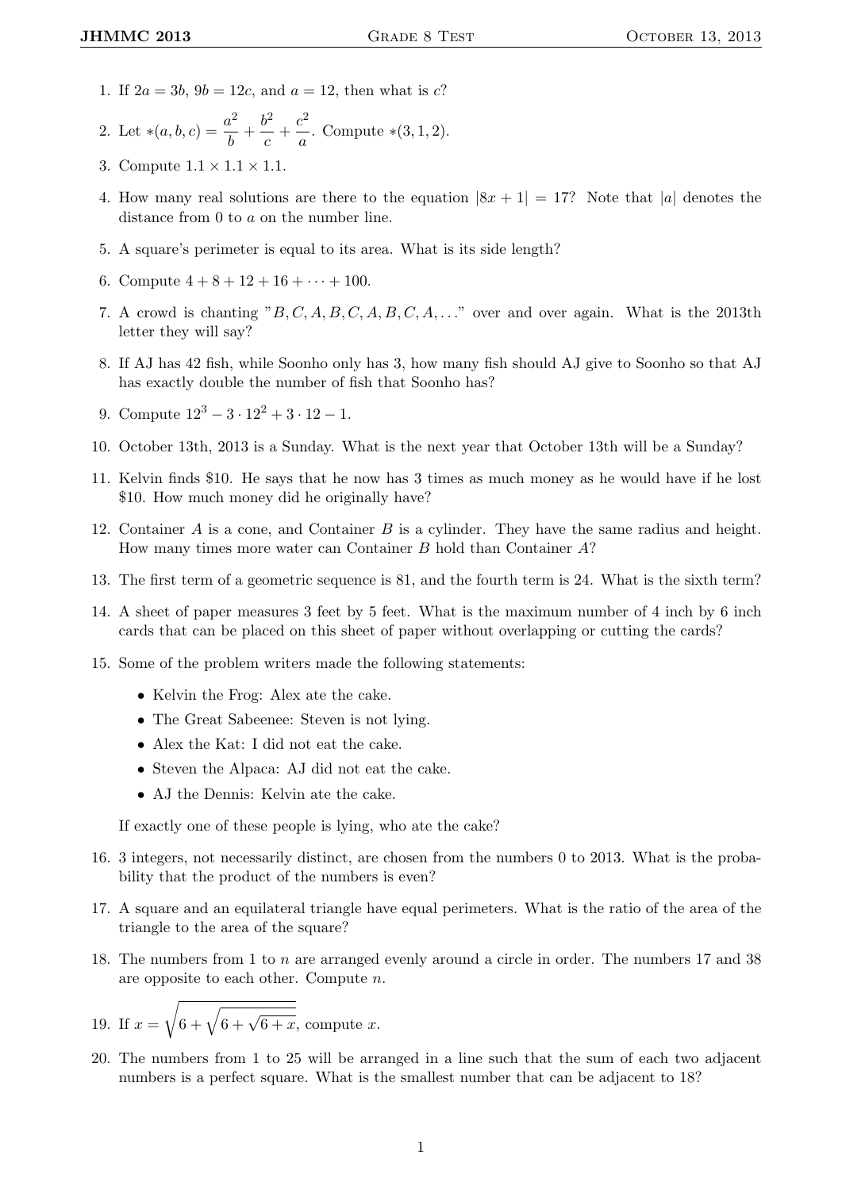1. If $2a = 3b$, $9b = 12c$, and $a = 12$, then what is $c$?

2. Let $*(a, b, c) = \frac{a^2}{b} + \frac{b^2}{c} + \frac{c^2}{a}$. Compute $*(3, 1, 2)$.

3. Compute $1.1 \times 1.1 \times 1.1$.

4. How many real solutions are there to the equation $|8x + 1| = 17$? Note that $|a|$ denotes the distance from 0 to $a$ on the number line.

5. A square's perimeter is equal to its area. What is its side length?

6. Compute $4 + 8 + 12 + 16 + \cdots + 100$.

7. A crowd is chanting "$B, C, A, B, C, A, B, C, A, \ldots$" over and over again. What is the 2013th letter they will say?

8. If AJ has 42 fish, while Soonho only has 3, how many fish should AJ give to Soonho so that AJ has exactly double the number of fish that Soonho has?

9. Compute $12^3 - 3 \cdot 12^2 + 3 \cdot 12 - 1$.

10. October 13th, 2013 is a Sunday. What is the next year that October 13th will be a Sunday?

11. Kelvin finds \$10. He says that he now has 3 times as much money as he would have if he lost \$10. How much money did he originally have?

12. Container $A$ is a cone, and Container $B$ is a cylinder. They have the same radius and height. How many times more water can Container $B$ hold than Container $A$?

13. The first term of a geometric sequence is 81, and the fourth term is 24. What is the sixth term?

14. A sheet of paper measures 3 feet by 5 feet. What is the maximum number of 4 inch by 6 inch cards that can be placed on this sheet of paper without overlapping or cutting the cards?

15. Some of the problem writers made the following statements:

    - Kelvin the Frog: Alex ate the cake.
    - The Great Sabeenee: Steven is not lying.
    - Alex the Kat: I did not eat the cake.
    - Steven the Alpaca: AJ did not eat the cake.
    - AJ the Dennis: Kelvin ate the cake.

    If exactly one of these people is lying, who ate the cake?

16. 3 integers, not necessarily distinct, are chosen from the numbers 0 to 2013. What is the probability that the product of the numbers is even?

17. A square and an equilateral triangle have equal perimeters. What is the ratio of the area of the triangle to the area of the square?

18. The numbers from 1 to $n$ are arranged evenly around a circle in order. The numbers 17 and 38 are opposite to each other. Compute $n$.

19. If $x = \sqrt{6 + \sqrt{6 + \sqrt{6 + x}}}$, compute $x$.

20. The numbers from 1 to 25 will be arranged in a line such that the sum of each two adjacent numbers is a perfect square. What is the smallest number that can be adjacent to 18?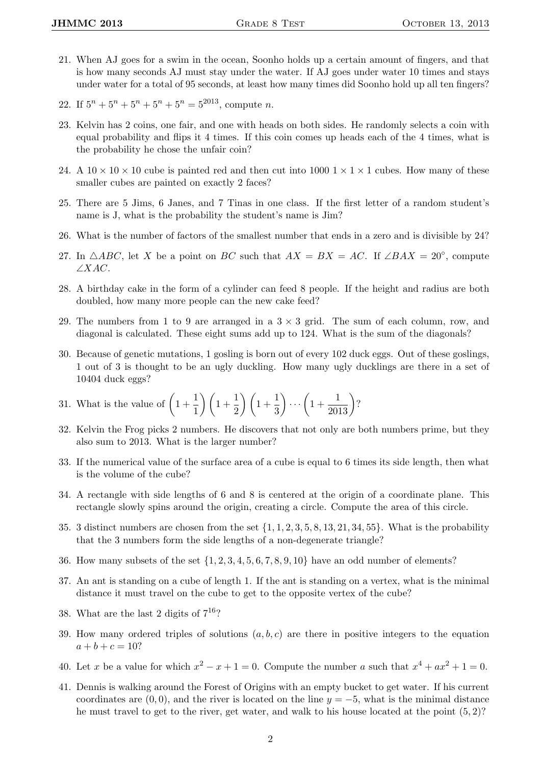21. When AJ goes for a swim in the ocean, Soonho holds up a certain amount of fingers, and that is how many seconds AJ must stay under the water. If AJ goes under water 10 times and stays under water for a total of 95 seconds, at least how many times did Soonho hold up all ten fingers?

22. If $5^n + 5^n + 5^n + 5^n + 5^n = 5^{2013}$, compute $n$.

23. Kelvin has 2 coins, one fair, and one with heads on both sides. He randomly selects a coin with equal probability and flips it 4 times. If this coin comes up heads each of the 4 times, what is the probability he chose the unfair coin?

24. A $10 \times 10 \times 10$ cube is painted red and then cut into 1000 $1 \times 1 \times 1$ cubes. How many of these smaller cubes are painted on exactly 2 faces?

25. There are 5 Jims, 6 Janes, and 7 Tinas in one class. If the first letter of a random student's name is J, what is the probability the student's name is Jim?

26. What is the number of factors of the smallest number that ends in a zero and is divisible by 24?

27. In $\triangle ABC$, let $X$ be a point on $BC$ such that $AX = BX = AC$. If $\angle BAX = 20^\circ$, compute $\angle XAC$.

28. A birthday cake in the form of a cylinder can feed 8 people. If the height and radius are both doubled, how many more people can the new cake feed?

29. The numbers from 1 to 9 are arranged in a $3 \times 3$ grid. The sum of each column, row, and diagonal is calculated. These eight sums add up to 124. What is the sum of the diagonals?

30. Because of genetic mutations, 1 gosling is born out of every 102 duck eggs. Out of these goslings, 1 out of 3 is thought to be an ugly duckling. How many ugly ducklings are there in a set of 10404 duck eggs?

31. What is the value of $\left(1+\frac{1}{1}\right)\left(1+\frac{1}{2}\right)\left(1+\frac{1}{3}\right)\cdots\left(1+\frac{1}{2013}\right)$?

32. Kelvin the Frog picks 2 numbers. He discovers that not only are both numbers prime, but they also sum to 2013. What is the larger number?

33. If the numerical value of the surface area of a cube is equal to 6 times its side length, then what is the volume of the cube?

34. A rectangle with side lengths of 6 and 8 is centered at the origin of a coordinate plane. This rectangle slowly spins around the origin, creating a circle. Compute the area of this circle.

35. 3 distinct numbers are chosen from the set $\{1, 1, 2, 3, 5, 8, 13, 21, 34, 55\}$. What is the probability that the 3 numbers form the side lengths of a non-degenerate triangle?

36. How many subsets of the set $\{1, 2, 3, 4, 5, 6, 7, 8, 9, 10\}$ have an odd number of elements?

37. An ant is standing on a cube of length 1. If the ant is standing on a vertex, what is the minimal distance it must travel on the cube to get to the opposite vertex of the cube?

38. What are the last 2 digits of $7^{16}$?

39. How many ordered triples of solutions $(a, b, c)$ are there in positive integers to the equation $a + b + c = 10$?

40. Let $x$ be a value for which $x^2 - x + 1 = 0$. Compute the number $a$ such that $x^4 + ax^2 + 1 = 0$.

41. Dennis is walking around the Forest of Origins with an empty bucket to get water. If his current coordinates are $(0, 0)$, and the river is located on the line $y = -5$, what is the minimal distance he must travel to get to the river, get water, and walk to his house located at the point $(5, 2)$?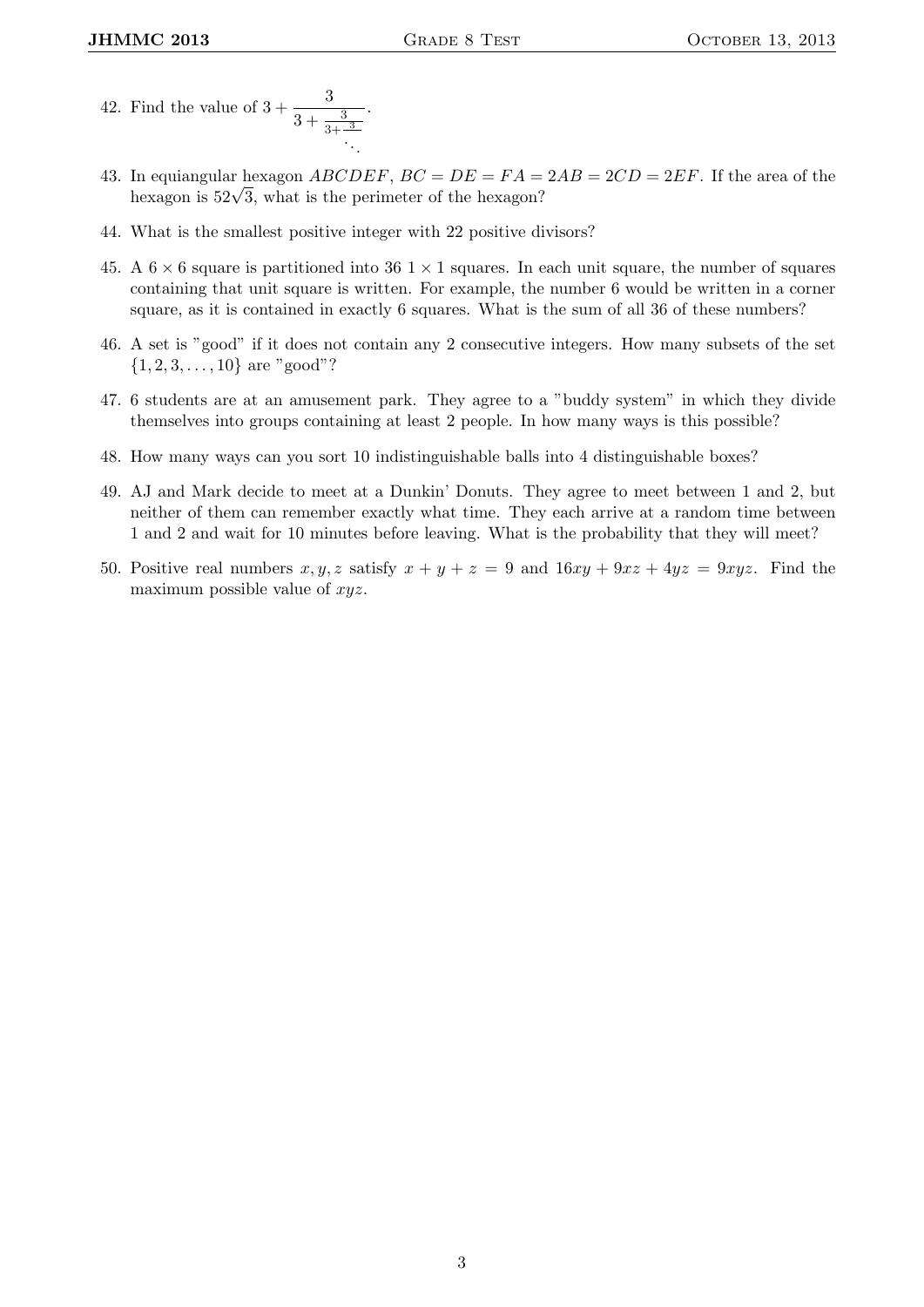42. Find the value of $3 + \cfrac{3}{3 + \cfrac{3}{3 + \cfrac{3}{\ddots}}}$.

43. In equiangular hexagon $ABCDEF$, $BC = DE = FA = 2AB = 2CD = 2EF$. If the area of the hexagon is $52\sqrt{3}$, what is the perimeter of the hexagon?

44. What is the smallest positive integer with 22 positive divisors?

45. A $6 \times 6$ square is partitioned into 36 $1 \times 1$ squares. In each unit square, the number of squares containing that unit square is written. For example, the number 6 would be written in a corner square, as it is contained in exactly 6 squares. What is the sum of all 36 of these numbers?

46. A set is "good" if it does not contain any 2 consecutive integers. How many subsets of the set $\{1, 2, 3, \ldots, 10\}$ are "good"?

47. 6 students are at an amusement park. They agree to a "buddy system" in which they divide themselves into groups containing at least 2 people. In how many ways is this possible?

48. How many ways can you sort 10 indistinguishable balls into 4 distinguishable boxes?

49. AJ and Mark decide to meet at a Dunkin' Donuts. They agree to meet between 1 and 2, but neither of them can remember exactly what time. They each arrive at a random time between 1 and 2 and wait for 10 minutes before leaving. What is the probability that they will meet?

50. Positive real numbers $x, y, z$ satisfy $x + y + z = 9$ and $16xy + 9xz + 4yz = 9xyz$. Find the maximum possible value of $xyz$.